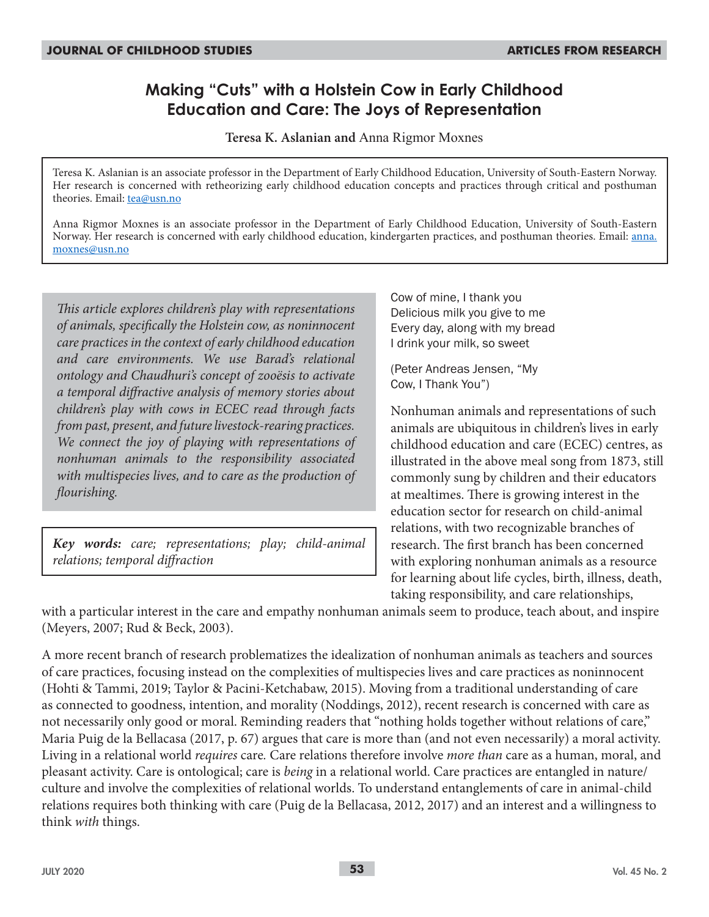# Making "Cuts" with a Holstein Cow in Early Childhood Education and Care: The Joys of Representation

**Teresa K. Aslanian and** Anna Rigmor Moxnes

Teresa K. Aslanian is an associate professor in the Department of Early Childhood Education, University of South-Eastern Norway. Her research is concerned with retheorizing early childhood education concepts and practices through critical and posthuman theories. Email: tea@usn.no

Anna Rigmor Moxnes is an associate professor in the Department of Early Childhood Education, University of South-Eastern Norway. Her research is concerned with early childhood education, kindergarten practices, and posthuman theories. Email: anna.moxnes@usn.no

*This article explores children's play with representations of animals, specifically the Holstein cow, as noninnocent care practices in the context of early childhood education and care environments. We use Barad's relational ontology and Chaudhuri's concept of zooësis to activate a temporal diffractive analysis of memory stories about children's play with cows in ECEC read through facts from past, present, and future livestock-rearing practices. We connect the joy of playing with representations of nonhuman animals to the responsibility associated with multispecies lives, and to care as the production of flourishing.*

***Key words:*** *care; representations; play; child-animal relations; temporal diffraction*

Cow of mine, I thank you
Delicious milk you give to me
Every day, along with my bread
I drink your milk, so sweet

(Peter Andreas Jensen, "My Cow, I Thank You")

Nonhuman animals and representations of such animals are ubiquitous in children's lives in early childhood education and care (ECEC) centres, as illustrated in the above meal song from 1873, still commonly sung by children and their educators at mealtimes. There is growing interest in the education sector for research on child-animal relations, with two recognizable branches of research. The first branch has been concerned with exploring nonhuman animals as a resource for learning about life cycles, birth, illness, death, taking responsibility, and care relationships, with a particular interest in the care and empathy nonhuman animals seem to produce, teach about, and inspire (Meyers, 2007; Rud & Beck, 2003).

A more recent branch of research problematizes the idealization of nonhuman animals as teachers and sources of care practices, focusing instead on the complexities of multispecies lives and care practices as noninnocent (Hohti & Tammi, 2019; Taylor & Pacini-Ketchabaw, 2015). Moving from a traditional understanding of care as connected to goodness, intention, and morality (Noddings, 2012), recent research is concerned with care as not necessarily only good or moral. Reminding readers that "nothing holds together without relations of care," Maria Puig de la Bellacasa (2017, p. 67) argues that care is more than (and not even necessarily) a moral activity. Living in a relational world *requires* care. Care relations therefore involve *more than* care as a human, moral, and pleasant activity. Care is ontological; care is *being* in a relational world. Care practices are entangled in nature/culture and involve the complexities of relational worlds. To understand entanglements of care in animal-child relations requires both thinking with care (Puig de la Bellacasa, 2012, 2017) and an interest and a willingness to think *with* things.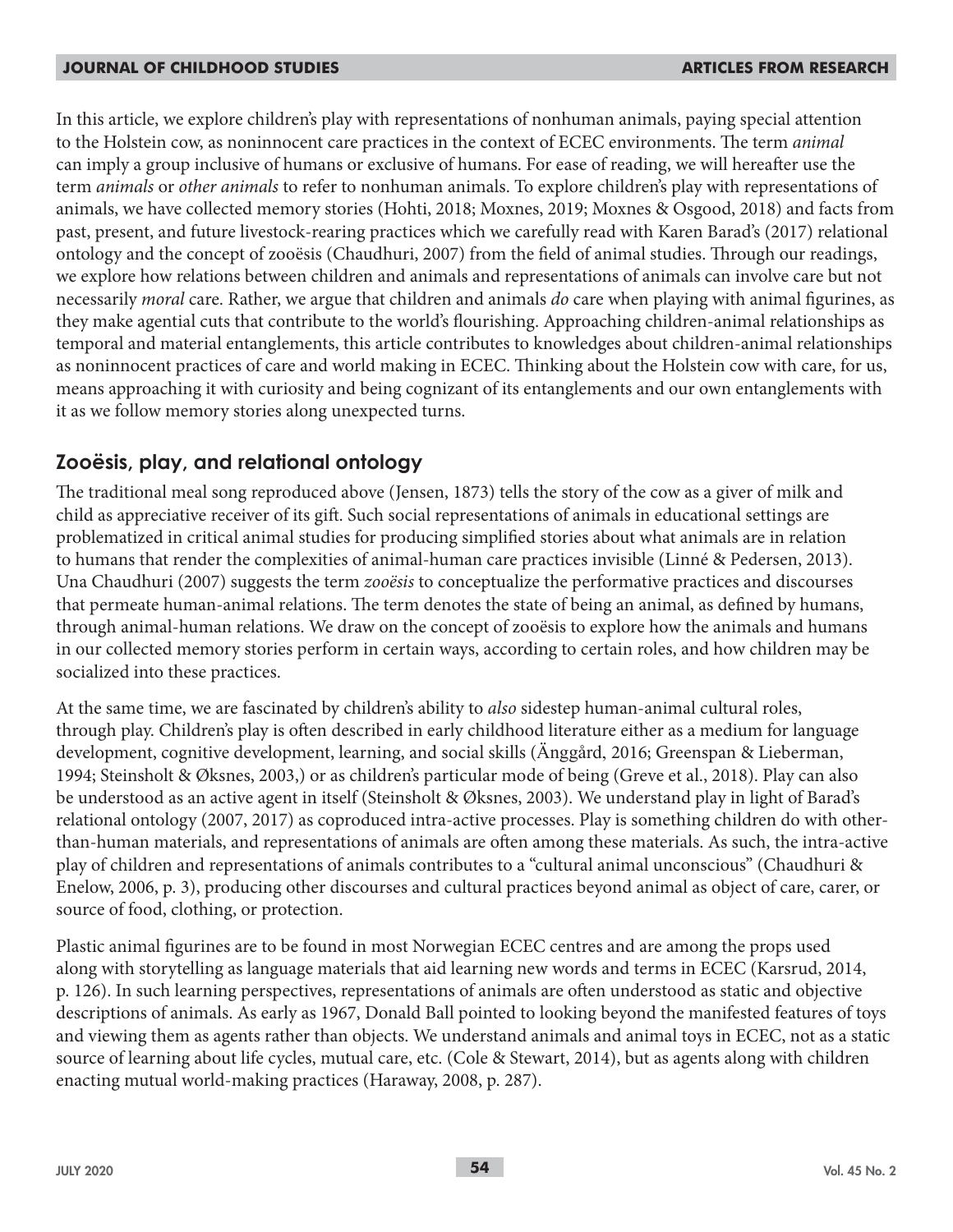In this article, we explore children's play with representations of nonhuman animals, paying special attention to the Holstein cow, as noninnocent care practices in the context of ECEC environments. The term *animal* can imply a group inclusive of humans or exclusive of humans. For ease of reading, we will hereafter use the term *animals* or *other animals* to refer to nonhuman animals. To explore children's play with representations of animals, we have collected memory stories (Hohti, 2018; Moxnes, 2019; Moxnes & Osgood, 2018) and facts from past, present, and future livestock-rearing practices which we carefully read with Karen Barad's (2017) relational ontology and the concept of zooësis (Chaudhuri, 2007) from the field of animal studies. Through our readings, we explore how relations between children and animals and representations of animals can involve care but not necessarily *moral* care. Rather, we argue that children and animals *do* care when playing with animal figurines, as they make agential cuts that contribute to the world's flourishing. Approaching children-animal relationships as temporal and material entanglements, this article contributes to knowledges about children-animal relationships as noninnocent practices of care and world making in ECEC. Thinking about the Holstein cow with care, for us, means approaching it with curiosity and being cognizant of its entanglements and our own entanglements with it as we follow memory stories along unexpected turns.

## Zooësis, play, and relational ontology

The traditional meal song reproduced above (Jensen, 1873) tells the story of the cow as a giver of milk and child as appreciative receiver of its gift. Such social representations of animals in educational settings are problematized in critical animal studies for producing simplified stories about what animals are in relation to humans that render the complexities of animal-human care practices invisible (Linné & Pedersen, 2013). Una Chaudhuri (2007) suggests the term *zooësis* to conceptualize the performative practices and discourses that permeate human-animal relations. The term denotes the state of being an animal, as defined by humans, through animal-human relations. We draw on the concept of zooësis to explore how the animals and humans in our collected memory stories perform in certain ways, according to certain roles, and how children may be socialized into these practices.

At the same time, we are fascinated by children's ability to *also* sidestep human-animal cultural roles, through play. Children's play is often described in early childhood literature either as a medium for language development, cognitive development, learning, and social skills (Änggård, 2016; Greenspan & Lieberman, 1994; Steinsholt & Øksnes, 2003,) or as children's particular mode of being (Greve et al., 2018). Play can also be understood as an active agent in itself (Steinsholt & Øksnes, 2003). We understand play in light of Barad's relational ontology (2007, 2017) as coproduced intra-active processes. Play is something children do with other-than-human materials, and representations of animals are often among these materials. As such, the intra-active play of children and representations of animals contributes to a "cultural animal unconscious" (Chaudhuri & Enelow, 2006, p. 3), producing other discourses and cultural practices beyond animal as object of care, carer, or source of food, clothing, or protection.

Plastic animal figurines are to be found in most Norwegian ECEC centres and are among the props used along with storytelling as language materials that aid learning new words and terms in ECEC (Karsrud, 2014, p. 126). In such learning perspectives, representations of animals are often understood as static and objective descriptions of animals. As early as 1967, Donald Ball pointed to looking beyond the manifested features of toys and viewing them as agents rather than objects. We understand animals and animal toys in ECEC, not as a static source of learning about life cycles, mutual care, etc. (Cole & Stewart, 2014), but as agents along with children enacting mutual world-making practices (Haraway, 2008, p. 287).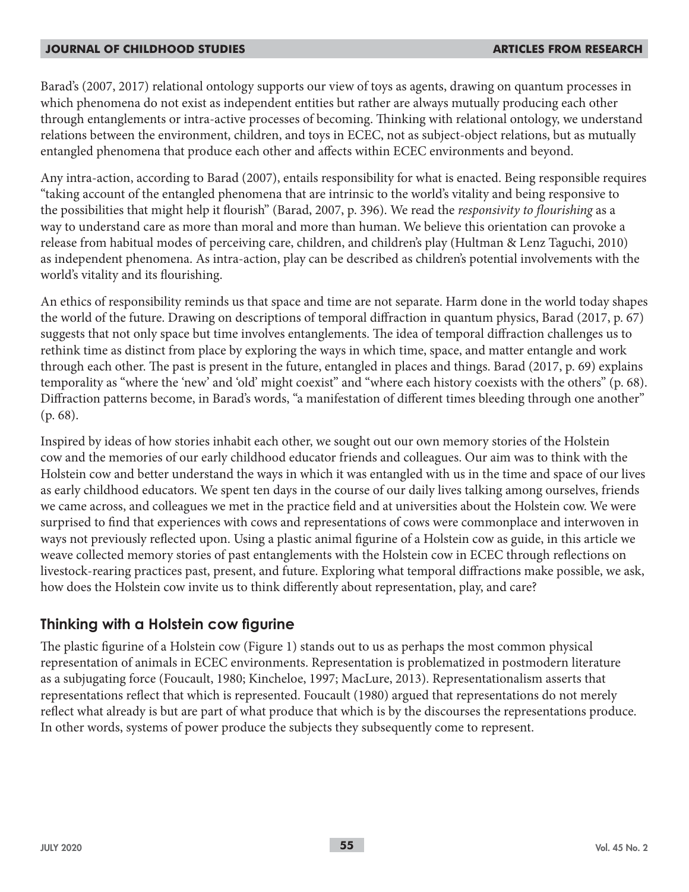Barad's (2007, 2017) relational ontology supports our view of toys as agents, drawing on quantum processes in which phenomena do not exist as independent entities but rather are always mutually producing each other through entanglements or intra-active processes of becoming. Thinking with relational ontology, we understand relations between the environment, children, and toys in ECEC, not as subject-object relations, but as mutually entangled phenomena that produce each other and affects within ECEC environments and beyond.

Any intra-action, according to Barad (2007), entails responsibility for what is enacted. Being responsible requires "taking account of the entangled phenomena that are intrinsic to the world's vitality and being responsive to the possibilities that might help it flourish" (Barad, 2007, p. 396). We read the *responsivity to flourishing* as a way to understand care as more than moral and more than human. We believe this orientation can provoke a release from habitual modes of perceiving care, children, and children's play (Hultman & Lenz Taguchi, 2010) as independent phenomena. As intra-action, play can be described as children's potential involvements with the world's vitality and its flourishing.

An ethics of responsibility reminds us that space and time are not separate. Harm done in the world today shapes the world of the future. Drawing on descriptions of temporal diffraction in quantum physics, Barad (2017, p. 67) suggests that not only space but time involves entanglements. The idea of temporal diffraction challenges us to rethink time as distinct from place by exploring the ways in which time, space, and matter entangle and work through each other. The past is present in the future, entangled in places and things. Barad (2017, p. 69) explains temporality as "where the 'new' and 'old' might coexist" and "where each history coexists with the others" (p. 68). Diffraction patterns become, in Barad's words, "a manifestation of different times bleeding through one another" (p. 68).

Inspired by ideas of how stories inhabit each other, we sought out our own memory stories of the Holstein cow and the memories of our early childhood educator friends and colleagues. Our aim was to think with the Holstein cow and better understand the ways in which it was entangled with us in the time and space of our lives as early childhood educators. We spent ten days in the course of our daily lives talking among ourselves, friends we came across, and colleagues we met in the practice field and at universities about the Holstein cow. We were surprised to find that experiences with cows and representations of cows were commonplace and interwoven in ways not previously reflected upon. Using a plastic animal figurine of a Holstein cow as guide, in this article we weave collected memory stories of past entanglements with the Holstein cow in ECEC through reflections on livestock-rearing practices past, present, and future. Exploring what temporal diffractions make possible, we ask, how does the Holstein cow invite us to think differently about representation, play, and care?

## Thinking with a Holstein cow figurine

The plastic figurine of a Holstein cow (Figure 1) stands out to us as perhaps the most common physical representation of animals in ECEC environments. Representation is problematized in postmodern literature as a subjugating force (Foucault, 1980; Kincheloe, 1997; MacLure, 2013). Representationalism asserts that representations reflect that which is represented. Foucault (1980) argued that representations do not merely reflect what already is but are part of what produce that which is by the discourses the representations produce. In other words, systems of power produce the subjects they subsequently come to represent.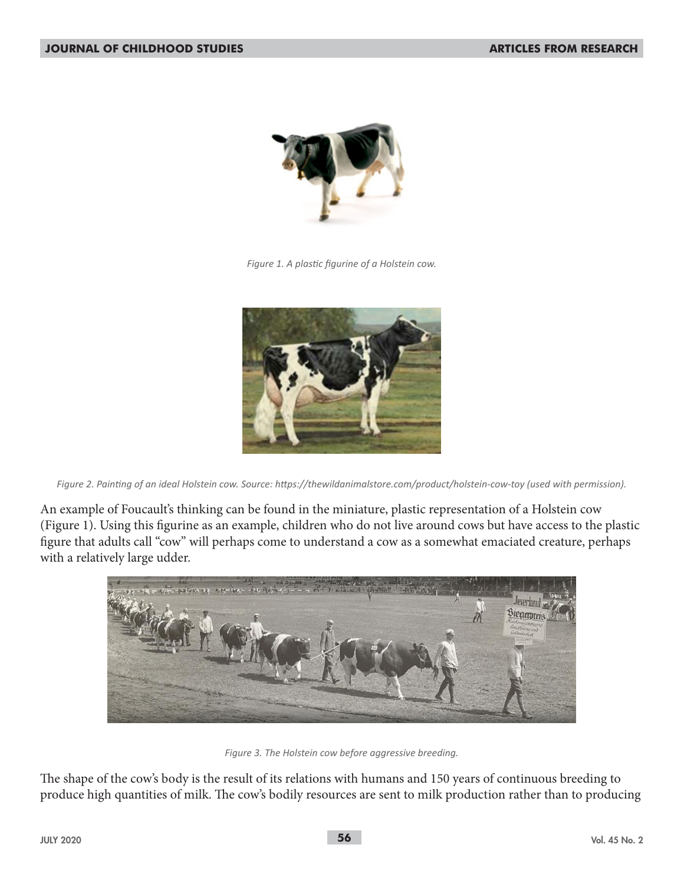Figure 1. A plastic figurine of a Holstein cow.

Figure 2. Painting of an ideal Holstein cow. Source: https://thewildanimalstore.com/product/holstein-cow-toy (used with permission).

An example of Foucault's thinking can be found in the miniature, plastic representation of a Holstein cow (Figure 1). Using this figurine as an example, children who do not live around cows but have access to the plastic figure that adults call "cow" will perhaps come to understand a cow as a somewhat emaciated creature, perhaps with a relatively large udder.

Figure 3. The Holstein cow before aggressive breeding.

The shape of the cow's body is the result of its relations with humans and 150 years of continuous breeding to produce high quantities of milk. The cow's bodily resources are sent to milk production rather than to producing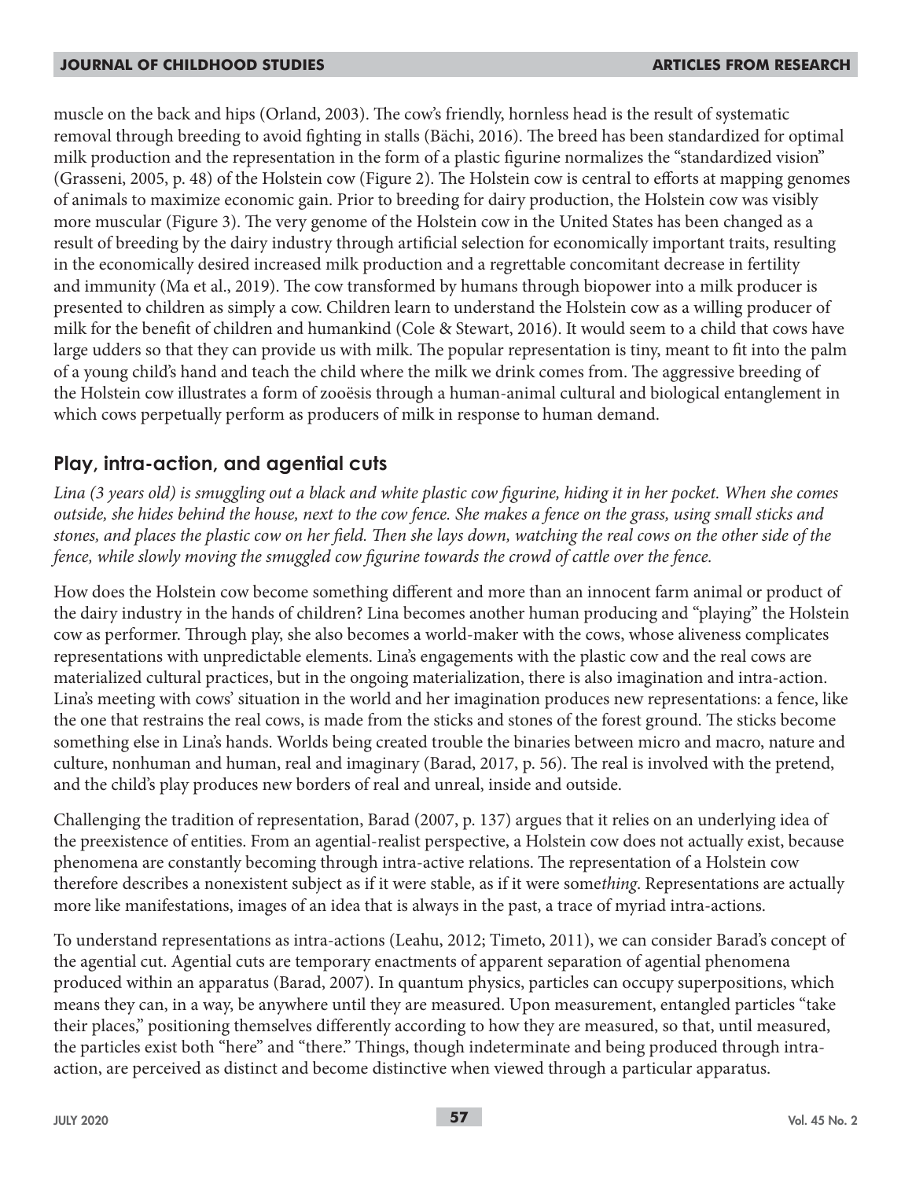muscle on the back and hips (Orland, 2003). The cow's friendly, hornless head is the result of systematic removal through breeding to avoid fighting in stalls (Bächi, 2016). The breed has been standardized for optimal milk production and the representation in the form of a plastic figurine normalizes the "standardized vision" (Grasseni, 2005, p. 48) of the Holstein cow (Figure 2). The Holstein cow is central to efforts at mapping genomes of animals to maximize economic gain. Prior to breeding for dairy production, the Holstein cow was visibly more muscular (Figure 3). The very genome of the Holstein cow in the United States has been changed as a result of breeding by the dairy industry through artificial selection for economically important traits, resulting in the economically desired increased milk production and a regrettable concomitant decrease in fertility and immunity (Ma et al., 2019). The cow transformed by humans through biopower into a milk producer is presented to children as simply a cow. Children learn to understand the Holstein cow as a willing producer of milk for the benefit of children and humankind (Cole & Stewart, 2016). It would seem to a child that cows have large udders so that they can provide us with milk. The popular representation is tiny, meant to fit into the palm of a young child's hand and teach the child where the milk we drink comes from. The aggressive breeding of the Holstein cow illustrates a form of zooësis through a human-animal cultural and biological entanglement in which cows perpetually perform as producers of milk in response to human demand.

## Play, intra-action, and agential cuts

*Lina (3 years old) is smuggling out a black and white plastic cow figurine, hiding it in her pocket. When she comes outside, she hides behind the house, next to the cow fence. She makes a fence on the grass, using small sticks and stones, and places the plastic cow on her field. Then she lays down, watching the real cows on the other side of the fence, while slowly moving the smuggled cow figurine towards the crowd of cattle over the fence.*

How does the Holstein cow become something different and more than an innocent farm animal or product of the dairy industry in the hands of children? Lina becomes another human producing and "playing" the Holstein cow as performer. Through play, she also becomes a world-maker with the cows, whose aliveness complicates representations with unpredictable elements. Lina's engagements with the plastic cow and the real cows are materialized cultural practices, but in the ongoing materialization, there is also imagination and intra-action. Lina's meeting with cows' situation in the world and her imagination produces new representations: a fence, like the one that restrains the real cows, is made from the sticks and stones of the forest ground. The sticks become something else in Lina's hands. Worlds being created trouble the binaries between micro and macro, nature and culture, nonhuman and human, real and imaginary (Barad, 2017, p. 56). The real is involved with the pretend, and the child's play produces new borders of real and unreal, inside and outside.

Challenging the tradition of representation, Barad (2007, p. 137) argues that it relies on an underlying idea of the preexistence of entities. From an agential-realist perspective, a Holstein cow does not actually exist, because phenomena are constantly becoming through intra-active relations. The representation of a Holstein cow therefore describes a nonexistent subject as if it were stable, as if it were some*thing*. Representations are actually more like manifestations, images of an idea that is always in the past, a trace of myriad intra-actions.

To understand representations as intra-actions (Leahu, 2012; Timeto, 2011), we can consider Barad's concept of the agential cut. Agential cuts are temporary enactments of apparent separation of agential phenomena produced within an apparatus (Barad, 2007). In quantum physics, particles can occupy superpositions, which means they can, in a way, be anywhere until they are measured. Upon measurement, entangled particles "take their places," positioning themselves differently according to how they are measured, so that, until measured, the particles exist both "here" and "there." Things, though indeterminate and being produced through intra-action, are perceived as distinct and become distinctive when viewed through a particular apparatus.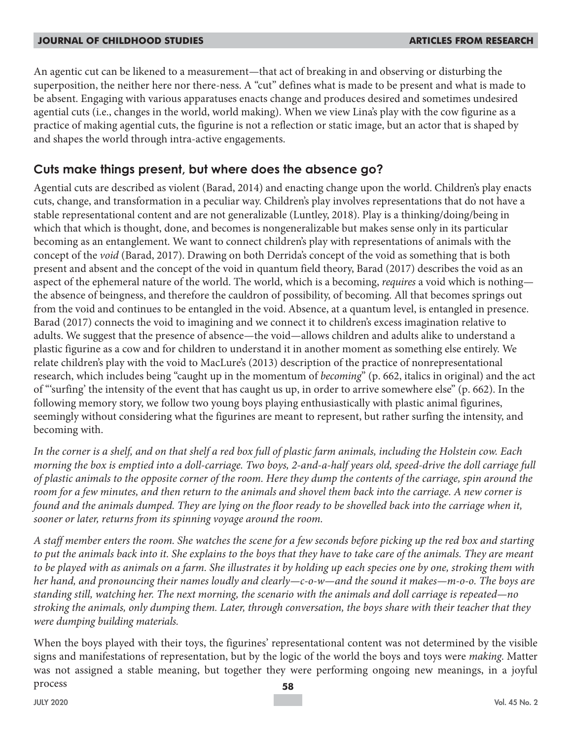An agentic cut can be likened to a measurement—that act of breaking in and observing or disturbing the superposition, the neither here nor there-ness. A "cut" defines what is made to be present and what is made to be absent. Engaging with various apparatuses enacts change and produces desired and sometimes undesired agential cuts (i.e., changes in the world, world making). When we view Lina's play with the cow figurine as a practice of making agential cuts, the figurine is not a reflection or static image, but an actor that is shaped by and shapes the world through intra-active engagements.

## Cuts make things present, but where does the absence go?

Agential cuts are described as violent (Barad, 2014) and enacting change upon the world. Children's play enacts cuts, change, and transformation in a peculiar way. Children's play involves representations that do not have a stable representational content and are not generalizable (Luntley, 2018). Play is a thinking/doing/being in which that which is thought, done, and becomes is nongeneralizable but makes sense only in its particular becoming as an entanglement. We want to connect children's play with representations of animals with the concept of the *void* (Barad, 2017). Drawing on both Derrida's concept of the void as something that is both present and absent and the concept of the void in quantum field theory, Barad (2017) describes the void as an aspect of the ephemeral nature of the world. The world, which is a becoming, *requires* a void which is nothing—the absence of beingness, and therefore the cauldron of possibility, of becoming. All that becomes springs out from the void and continues to be entangled in the void. Absence, at a quantum level, is entangled in presence. Barad (2017) connects the void to imagining and we connect it to children's excess imagination relative to adults. We suggest that the presence of absence—the void—allows children and adults alike to understand a plastic figurine as a cow and for children to understand it in another moment as something else entirely. We relate children's play with the void to MacLure's (2013) description of the practice of nonrepresentational research, which includes being "caught up in the momentum of *becoming*" (p. 662, italics in original) and the act of "'surfing' the intensity of the event that has caught us up, in order to arrive somewhere else" (p. 662). In the following memory story, we follow two young boys playing enthusiastically with plastic animal figurines, seemingly without considering what the figurines are meant to represent, but rather surfing the intensity, and becoming with.

*In the corner is a shelf, and on that shelf a red box full of plastic farm animals, including the Holstein cow. Each morning the box is emptied into a doll-carriage. Two boys, 2-and-a-half years old, speed-drive the doll carriage full of plastic animals to the opposite corner of the room. Here they dump the contents of the carriage, spin around the room for a few minutes, and then return to the animals and shovel them back into the carriage. A new corner is found and the animals dumped. They are lying on the floor ready to be shovelled back into the carriage when it, sooner or later, returns from its spinning voyage around the room.*

*A staff member enters the room. She watches the scene for a few seconds before picking up the red box and starting to put the animals back into it. She explains to the boys that they have to take care of the animals. They are meant to be played with as animals on a farm. She illustrates it by holding up each species one by one, stroking them with her hand, and pronouncing their names loudly and clearly—c-o-w—and the sound it makes—m-o-o. The boys are standing still, watching her. The next morning, the scenario with the animals and doll carriage is repeated—no stroking the animals, only dumping them. Later, through conversation, the boys share with their teacher that they were dumping building materials.*

When the boys played with their toys, the figurines' representational content was not determined by the visible signs and manifestations of representation, but by the logic of the world the boys and toys were *making*. Matter was not assigned a stable meaning, but together they were performing ongoing new meanings, in a joyful process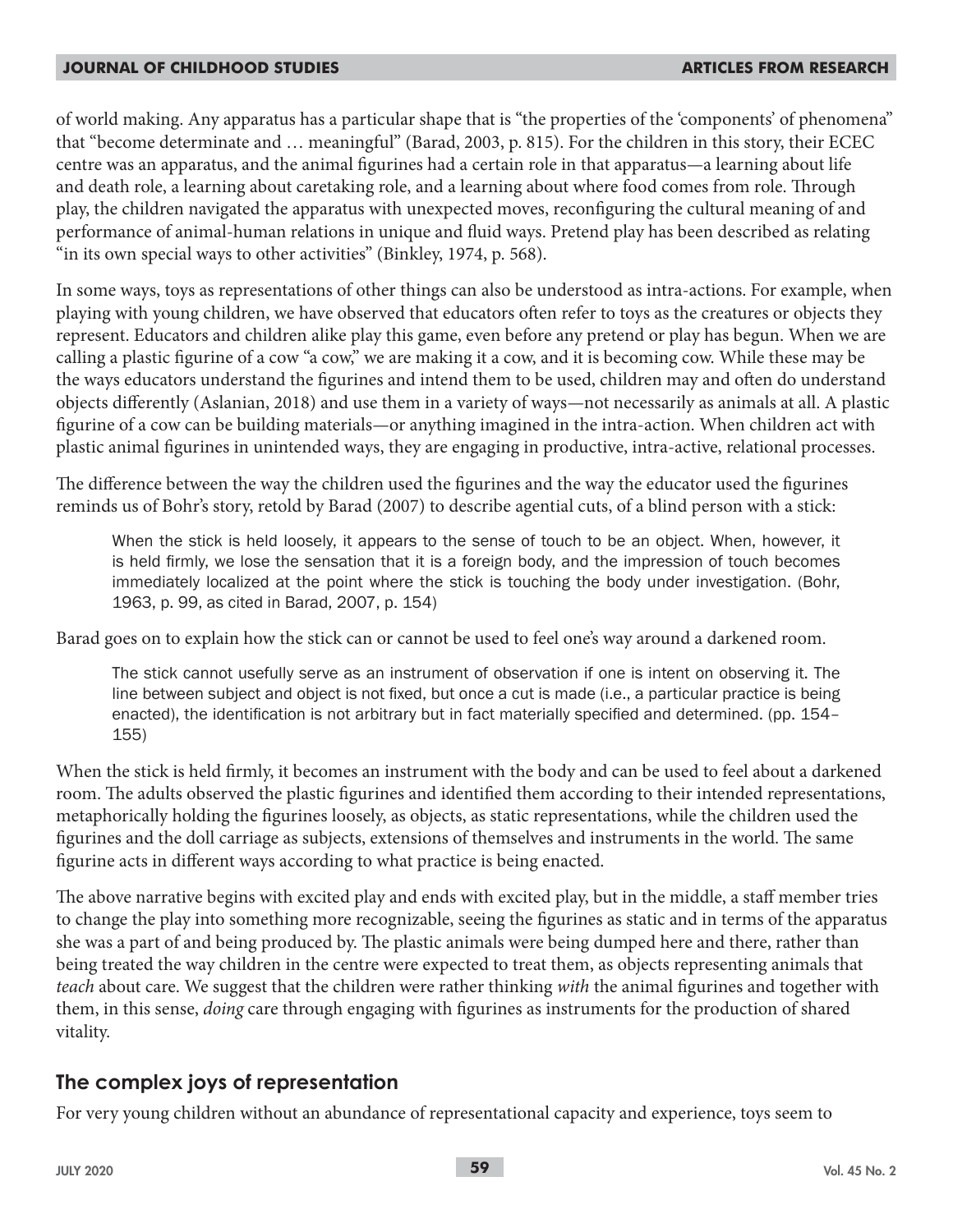of world making. Any apparatus has a particular shape that is "the properties of the 'components' of phenomena" that "become determinate and … meaningful" (Barad, 2003, p. 815). For the children in this story, their ECEC centre was an apparatus, and the animal figurines had a certain role in that apparatus—a learning about life and death role, a learning about caretaking role, and a learning about where food comes from role. Through play, the children navigated the apparatus with unexpected moves, reconfiguring the cultural meaning of and performance of animal-human relations in unique and fluid ways. Pretend play has been described as relating "in its own special ways to other activities" (Binkley, 1974, p. 568).

In some ways, toys as representations of other things can also be understood as intra-actions. For example, when playing with young children, we have observed that educators often refer to toys as the creatures or objects they represent. Educators and children alike play this game, even before any pretend or play has begun. When we are calling a plastic figurine of a cow "a cow," we are making it a cow, and it is becoming cow. While these may be the ways educators understand the figurines and intend them to be used, children may and often do understand objects differently (Aslanian, 2018) and use them in a variety of ways—not necessarily as animals at all. A plastic figurine of a cow can be building materials—or anything imagined in the intra-action. When children act with plastic animal figurines in unintended ways, they are engaging in productive, intra-active, relational processes.

The difference between the way the children used the figurines and the way the educator used the figurines reminds us of Bohr's story, retold by Barad (2007) to describe agential cuts, of a blind person with a stick:

> When the stick is held loosely, it appears to the sense of touch to be an object. When, however, it is held firmly, we lose the sensation that it is a foreign body, and the impression of touch becomes immediately localized at the point where the stick is touching the body under investigation. (Bohr, 1963, p. 99, as cited in Barad, 2007, p. 154)

Barad goes on to explain how the stick can or cannot be used to feel one's way around a darkened room.

> The stick cannot usefully serve as an instrument of observation if one is intent on observing it. The line between subject and object is not fixed, but once a cut is made (i.e., a particular practice is being enacted), the identification is not arbitrary but in fact materially specified and determined. (pp. 154–155)

When the stick is held firmly, it becomes an instrument with the body and can be used to feel about a darkened room. The adults observed the plastic figurines and identified them according to their intended representations, metaphorically holding the figurines loosely, as objects, as static representations, while the children used the figurines and the doll carriage as subjects, extensions of themselves and instruments in the world. The same figurine acts in different ways according to what practice is being enacted.

The above narrative begins with excited play and ends with excited play, but in the middle, a staff member tries to change the play into something more recognizable, seeing the figurines as static and in terms of the apparatus she was a part of and being produced by. The plastic animals were being dumped here and there, rather than being treated the way children in the centre were expected to treat them, as objects representing animals that *teach* about care. We suggest that the children were rather thinking *with* the animal figurines and together with them, in this sense, *doing* care through engaging with figurines as instruments for the production of shared vitality.

## The complex joys of representation

For very young children without an abundance of representational capacity and experience, toys seem to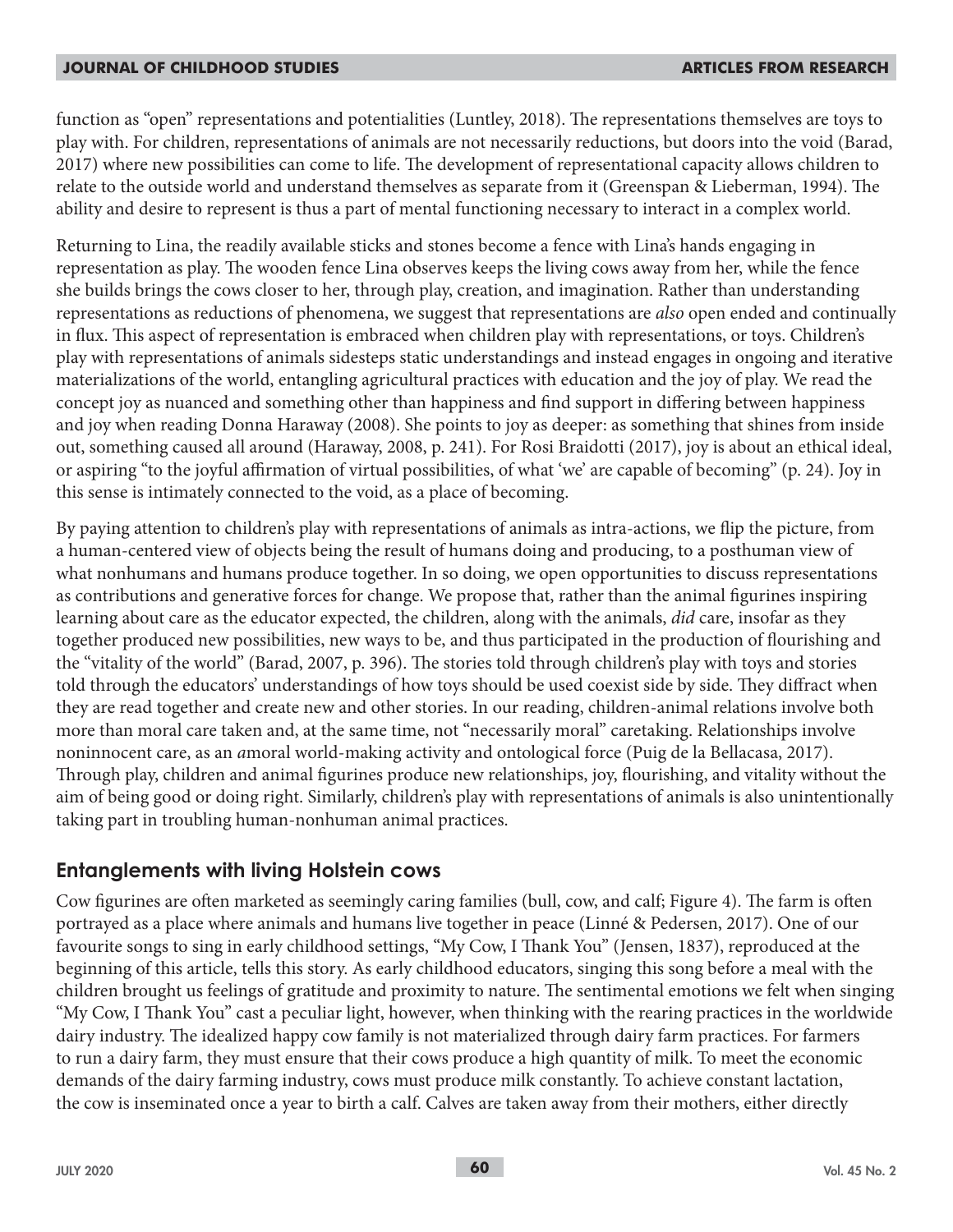function as "open" representations and potentialities (Luntley, 2018). The representations themselves are toys to play with. For children, representations of animals are not necessarily reductions, but doors into the void (Barad, 2017) where new possibilities can come to life. The development of representational capacity allows children to relate to the outside world and understand themselves as separate from it (Greenspan & Lieberman, 1994). The ability and desire to represent is thus a part of mental functioning necessary to interact in a complex world.

Returning to Lina, the readily available sticks and stones become a fence with Lina's hands engaging in representation as play. The wooden fence Lina observes keeps the living cows away from her, while the fence she builds brings the cows closer to her, through play, creation, and imagination. Rather than understanding representations as reductions of phenomena, we suggest that representations are *also* open ended and continually in flux. This aspect of representation is embraced when children play with representations, or toys. Children's play with representations of animals sidesteps static understandings and instead engages in ongoing and iterative materializations of the world, entangling agricultural practices with education and the joy of play. We read the concept joy as nuanced and something other than happiness and find support in differing between happiness and joy when reading Donna Haraway (2008). She points to joy as deeper: as something that shines from inside out, something caused all around (Haraway, 2008, p. 241). For Rosi Braidotti (2017), joy is about an ethical ideal, or aspiring "to the joyful affirmation of virtual possibilities, of what 'we' are capable of becoming" (p. 24). Joy in this sense is intimately connected to the void, as a place of becoming.

By paying attention to children's play with representations of animals as intra-actions, we flip the picture, from a human-centered view of objects being the result of humans doing and producing, to a posthuman view of what nonhumans and humans produce together. In so doing, we open opportunities to discuss representations as contributions and generative forces for change. We propose that, rather than the animal figurines inspiring learning about care as the educator expected, the children, along with the animals, *did* care, insofar as they together produced new possibilities, new ways to be, and thus participated in the production of flourishing and the "vitality of the world" (Barad, 2007, p. 396). The stories told through children's play with toys and stories told through the educators' understandings of how toys should be used coexist side by side. They diffract when they are read together and create new and other stories. In our reading, children-animal relations involve both more than moral care taken and, at the same time, not "necessarily moral" caretaking. Relationships involve noninnocent care, as an *a*moral world-making activity and ontological force (Puig de la Bellacasa, 2017). Through play, children and animal figurines produce new relationships, joy, flourishing, and vitality without the aim of being good or doing right. Similarly, children's play with representations of animals is also unintentionally taking part in troubling human-nonhuman animal practices.

## Entanglements with living Holstein cows

Cow figurines are often marketed as seemingly caring families (bull, cow, and calf; Figure 4). The farm is often portrayed as a place where animals and humans live together in peace (Linné & Pedersen, 2017). One of our favourite songs to sing in early childhood settings, "My Cow, I Thank You" (Jensen, 1837), reproduced at the beginning of this article, tells this story. As early childhood educators, singing this song before a meal with the children brought us feelings of gratitude and proximity to nature. The sentimental emotions we felt when singing "My Cow, I Thank You" cast a peculiar light, however, when thinking with the rearing practices in the worldwide dairy industry. The idealized happy cow family is not materialized through dairy farm practices. For farmers to run a dairy farm, they must ensure that their cows produce a high quantity of milk. To meet the economic demands of the dairy farming industry, cows must produce milk constantly. To achieve constant lactation, the cow is inseminated once a year to birth a calf. Calves are taken away from their mothers, either directly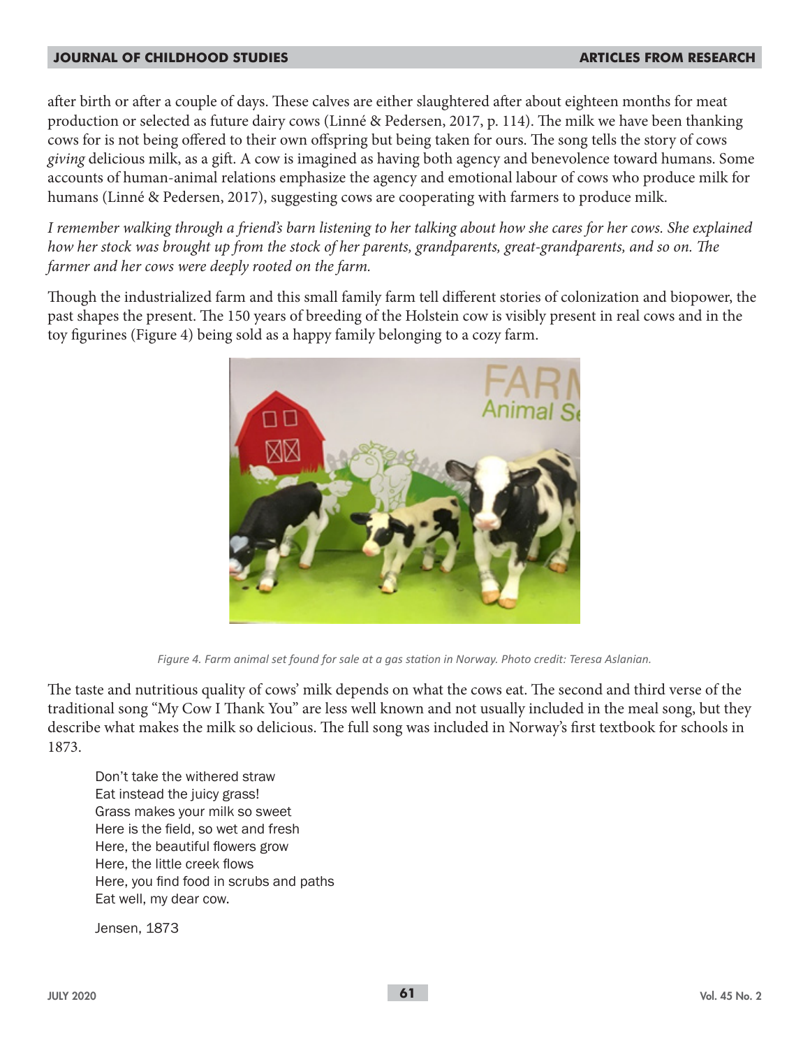after birth or after a couple of days. These calves are either slaughtered after about eighteen months for meat production or selected as future dairy cows (Linné & Pedersen, 2017, p. 114). The milk we have been thanking cows for is not being offered to their own offspring but being taken for ours. The song tells the story of cows *giving* delicious milk, as a gift. A cow is imagined as having both agency and benevolence toward humans. Some accounts of human-animal relations emphasize the agency and emotional labour of cows who produce milk for humans (Linné & Pedersen, 2017), suggesting cows are cooperating with farmers to produce milk.

*I remember walking through a friend's barn listening to her talking about how she cares for her cows. She explained how her stock was brought up from the stock of her parents, grandparents, great-grandparents, and so on. The farmer and her cows were deeply rooted on the farm.*

Though the industrialized farm and this small family farm tell different stories of colonization and biopower, the past shapes the present. The 150 years of breeding of the Holstein cow is visibly present in real cows and in the toy figurines (Figure 4) being sold as a happy family belonging to a cozy farm.

*Figure 4. Farm animal set found for sale at a gas station in Norway. Photo credit: Teresa Aslanian.*

The taste and nutritious quality of cows' milk depends on what the cows eat. The second and third verse of the traditional song "My Cow I Thank You" are less well known and not usually included in the meal song, but they describe what makes the milk so delicious. The full song was included in Norway's first textbook for schools in 1873.

> Don't take the withered straw
> Eat instead the juicy grass!
> Grass makes your milk so sweet
> Here is the field, so wet and fresh
> Here, the beautiful flowers grow
> Here, the little creek flows
> Here, you find food in scrubs and paths
> Eat well, my dear cow.
>
> Jensen, 1873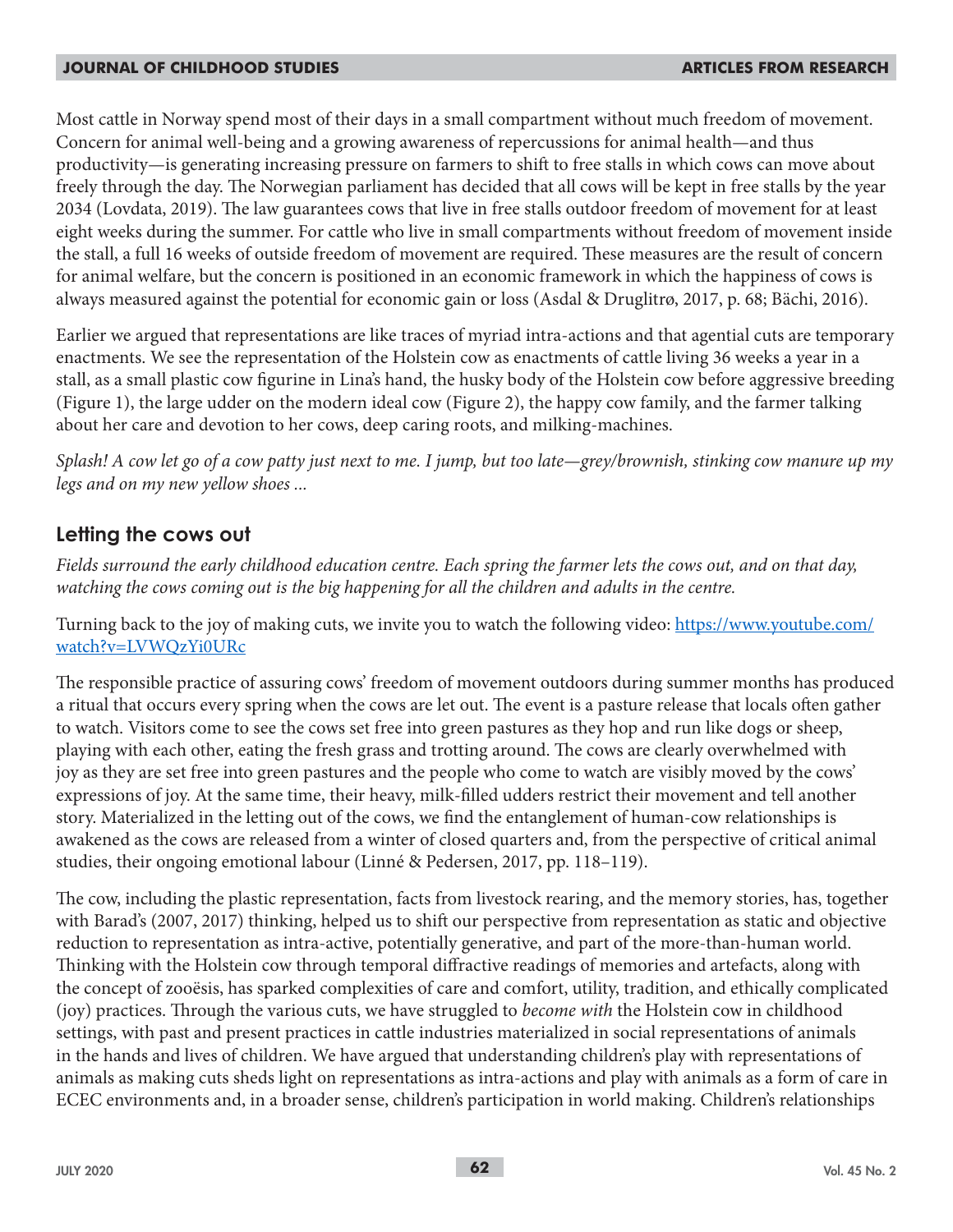Most cattle in Norway spend most of their days in a small compartment without much freedom of movement. Concern for animal well-being and a growing awareness of repercussions for animal health—and thus productivity—is generating increasing pressure on farmers to shift to free stalls in which cows can move about freely through the day. The Norwegian parliament has decided that all cows will be kept in free stalls by the year 2034 (Lovdata, 2019). The law guarantees cows that live in free stalls outdoor freedom of movement for at least eight weeks during the summer. For cattle who live in small compartments without freedom of movement inside the stall, a full 16 weeks of outside freedom of movement are required. These measures are the result of concern for animal welfare, but the concern is positioned in an economic framework in which the happiness of cows is always measured against the potential for economic gain or loss (Asdal & Druglitrø, 2017, p. 68; Bächi, 2016).

Earlier we argued that representations are like traces of myriad intra-actions and that agential cuts are temporary enactments. We see the representation of the Holstein cow as enactments of cattle living 36 weeks a year in a stall, as a small plastic cow figurine in Lina's hand, the husky body of the Holstein cow before aggressive breeding (Figure 1), the large udder on the modern ideal cow (Figure 2), the happy cow family, and the farmer talking about her care and devotion to her cows, deep caring roots, and milking-machines.

*Splash! A cow let go of a cow patty just next to me. I jump, but too late—grey/brownish, stinking cow manure up my legs and on my new yellow shoes ...*

## Letting the cows out

*Fields surround the early childhood education centre. Each spring the farmer lets the cows out, and on that day, watching the cows coming out is the big happening for all the children and adults in the centre.*

Turning back to the joy of making cuts, we invite you to watch the following video: https://www.youtube.com/watch?v=LVWQzYi0URc

The responsible practice of assuring cows' freedom of movement outdoors during summer months has produced a ritual that occurs every spring when the cows are let out. The event is a pasture release that locals often gather to watch. Visitors come to see the cows set free into green pastures as they hop and run like dogs or sheep, playing with each other, eating the fresh grass and trotting around. The cows are clearly overwhelmed with joy as they are set free into green pastures and the people who come to watch are visibly moved by the cows' expressions of joy. At the same time, their heavy, milk-filled udders restrict their movement and tell another story. Materialized in the letting out of the cows, we find the entanglement of human-cow relationships is awakened as the cows are released from a winter of closed quarters and, from the perspective of critical animal studies, their ongoing emotional labour (Linné & Pedersen, 2017, pp. 118–119).

The cow, including the plastic representation, facts from livestock rearing, and the memory stories, has, together with Barad's (2007, 2017) thinking, helped us to shift our perspective from representation as static and objective reduction to representation as intra-active, potentially generative, and part of the more-than-human world. Thinking with the Holstein cow through temporal diffractive readings of memories and artefacts, along with the concept of zooësis, has sparked complexities of care and comfort, utility, tradition, and ethically complicated (joy) practices. Through the various cuts, we have struggled to *become with* the Holstein cow in childhood settings, with past and present practices in cattle industries materialized in social representations of animals in the hands and lives of children. We have argued that understanding children's play with representations of animals as making cuts sheds light on representations as intra-actions and play with animals as a form of care in ECEC environments and, in a broader sense, children's participation in world making. Children's relationships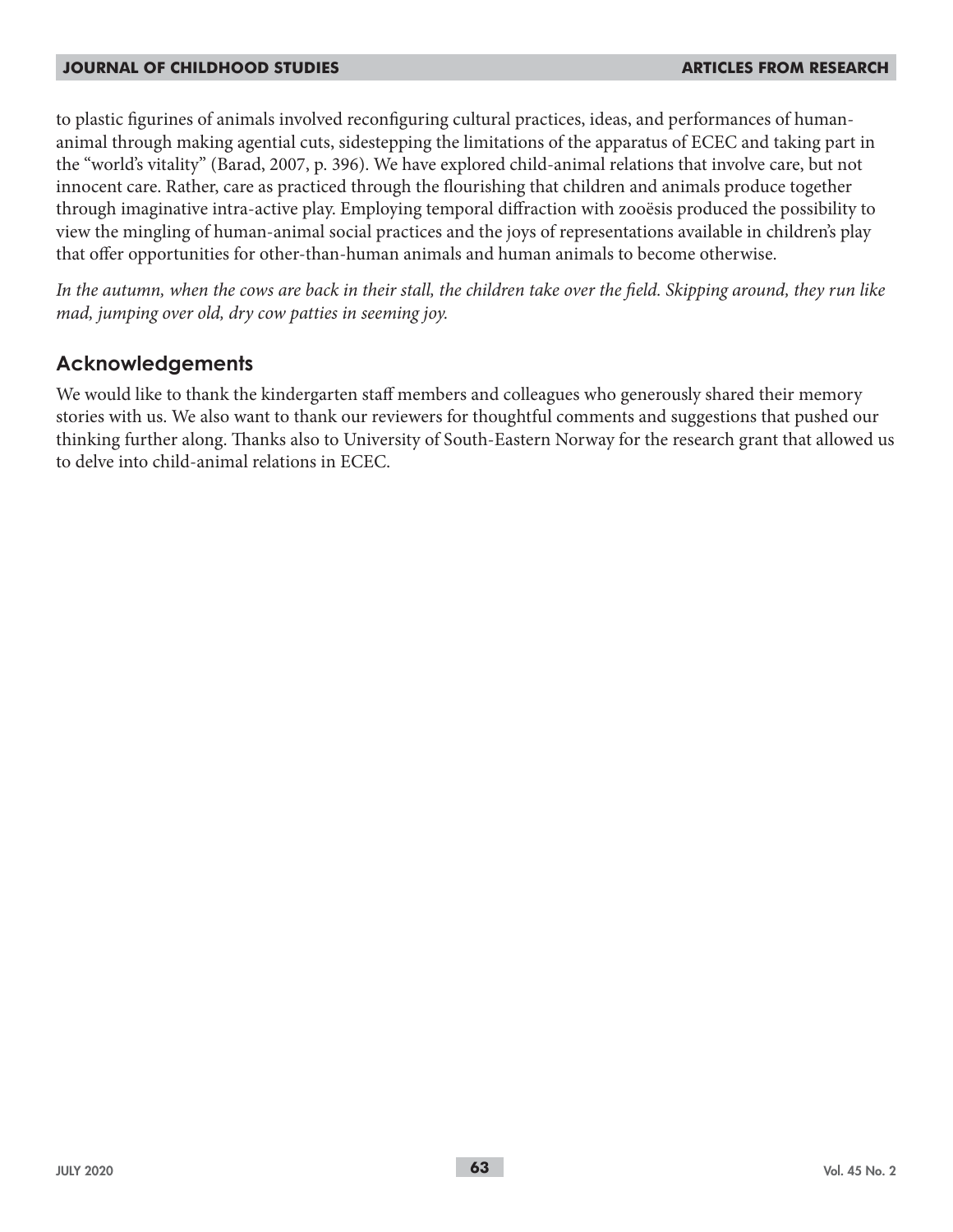to plastic figurines of animals involved reconfiguring cultural practices, ideas, and performances of human-animal through making agential cuts, sidestepping the limitations of the apparatus of ECEC and taking part in the "world's vitality" (Barad, 2007, p. 396). We have explored child-animal relations that involve care, but not innocent care. Rather, care as practiced through the flourishing that children and animals produce together through imaginative intra-active play. Employing temporal diffraction with zooësis produced the possibility to view the mingling of human-animal social practices and the joys of representations available in children's play that offer opportunities for other-than-human animals and human animals to become otherwise.

*In the autumn, when the cows are back in their stall, the children take over the field. Skipping around, they run like mad, jumping over old, dry cow patties in seeming joy.*

## Acknowledgements

We would like to thank the kindergarten staff members and colleagues who generously shared their memory stories with us. We also want to thank our reviewers for thoughtful comments and suggestions that pushed our thinking further along. Thanks also to University of South-Eastern Norway for the research grant that allowed us to delve into child-animal relations in ECEC.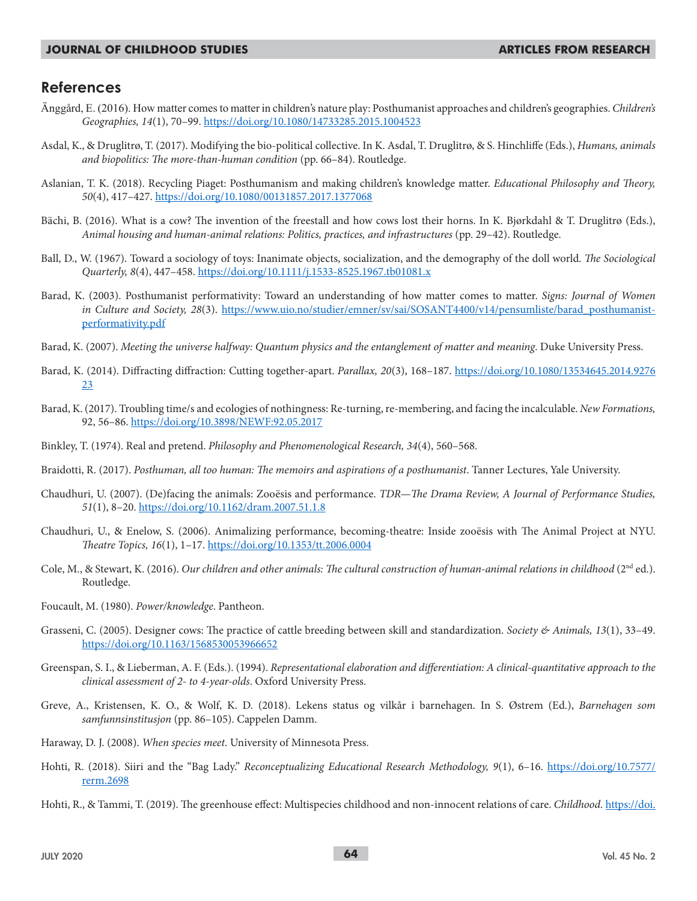## References

Änggård, E. (2016). How matter comes to matter in children's nature play: Posthumanist approaches and children's geographies. *Children's Geographies, 14*(1), 70–99. https://doi.org/10.1080/14733285.2015.1004523

Asdal, K., & Druglitrø, T. (2017). Modifying the bio-political collective. In K. Asdal, T. Druglitrø, & S. Hinchliffe (Eds.), *Humans, animals and biopolitics: The more-than-human condition* (pp. 66–84). Routledge.

Aslanian, T. K. (2018). Recycling Piaget: Posthumanism and making children's knowledge matter. *Educational Philosophy and Theory, 50*(4), 417–427. https://doi.org/10.1080/00131857.2017.1377068

Bächi, B. (2016). What is a cow? The invention of the freestall and how cows lost their horns. In K. Bjørkdahl & T. Druglitrø (Eds.), *Animal housing and human-animal relations: Politics, practices, and infrastructures* (pp. 29–42). Routledge.

Ball, D., W. (1967). Toward a sociology of toys: Inanimate objects, socialization, and the demography of the doll world. *The Sociological Quarterly, 8*(4), 447–458. https://doi.org/10.1111/j.1533-8525.1967.tb01081.x

Barad, K. (2003). Posthumanist performativity: Toward an understanding of how matter comes to matter. *Signs: Journal of Women in Culture and Society, 28*(3). https://www.uio.no/studier/emner/sv/sai/SOSANT4400/v14/pensumliste/barad_posthumanist-performativity.pdf

Barad, K. (2007). *Meeting the universe halfway: Quantum physics and the entanglement of matter and meaning*. Duke University Press.

Barad, K. (2014). Diffracting diffraction: Cutting together-apart. *Parallax, 20*(3), 168–187. https://doi.org/10.1080/13534645.2014.927623

Barad, K. (2017). Troubling time/s and ecologies of nothingness: Re-turning, re-membering, and facing the incalculable. *New Formations,* 92, 56–86. https://doi.org/10.3898/NEWF:92.05.2017

Binkley, T. (1974). Real and pretend. *Philosophy and Phenomenological Research, 34*(4), 560–568.

Braidotti, R. (2017). *Posthuman, all too human: The memoirs and aspirations of a posthumanist*. Tanner Lectures, Yale University.

Chaudhuri, U. (2007). (De)facing the animals: Zooësis and performance. *TDR—The Drama Review, A Journal of Performance Studies, 51*(1), 8–20. https://doi.org/10.1162/dram.2007.51.1.8

Chaudhuri, U., & Enelow, S. (2006). Animalizing performance, becoming-theatre: Inside zooësis with The Animal Project at NYU. *Theatre Topics, 16*(1), 1–17. https://doi.org/10.1353/tt.2006.0004

Cole, M., & Stewart, K. (2016). *Our children and other animals: The cultural construction of human-animal relations in childhood* (2nd ed.). Routledge.

Foucault, M. (1980). *Power/knowledge*. Pantheon.

Grasseni, C. (2005). Designer cows: The practice of cattle breeding between skill and standardization. *Society & Animals, 13*(1), 33–49. https://doi.org/10.1163/1568530053966652

Greenspan, S. I., & Lieberman, A. F. (Eds.). (1994). *Representational elaboration and differentiation: A clinical-quantitative approach to the clinical assessment of 2- to 4-year-olds*. Oxford University Press.

Greve, A., Kristensen, K. O., & Wolf, K. D. (2018). Lekens status og vilkår i barnehagen. In S. Østrem (Ed.), *Barnehagen som samfunnsinstitusjon* (pp. 86–105). Cappelen Damm.

Haraway, D. J. (2008). *When species meet*. University of Minnesota Press.

Hohti, R. (2018). Siiri and the "Bag Lady." *Reconceptualizing Educational Research Methodology, 9*(1), 6–16. https://doi.org/10.7577/rerm.2698

Hohti, R., & Tammi, T. (2019). The greenhouse effect: Multispecies childhood and non-innocent relations of care. *Childhood*. https://doi.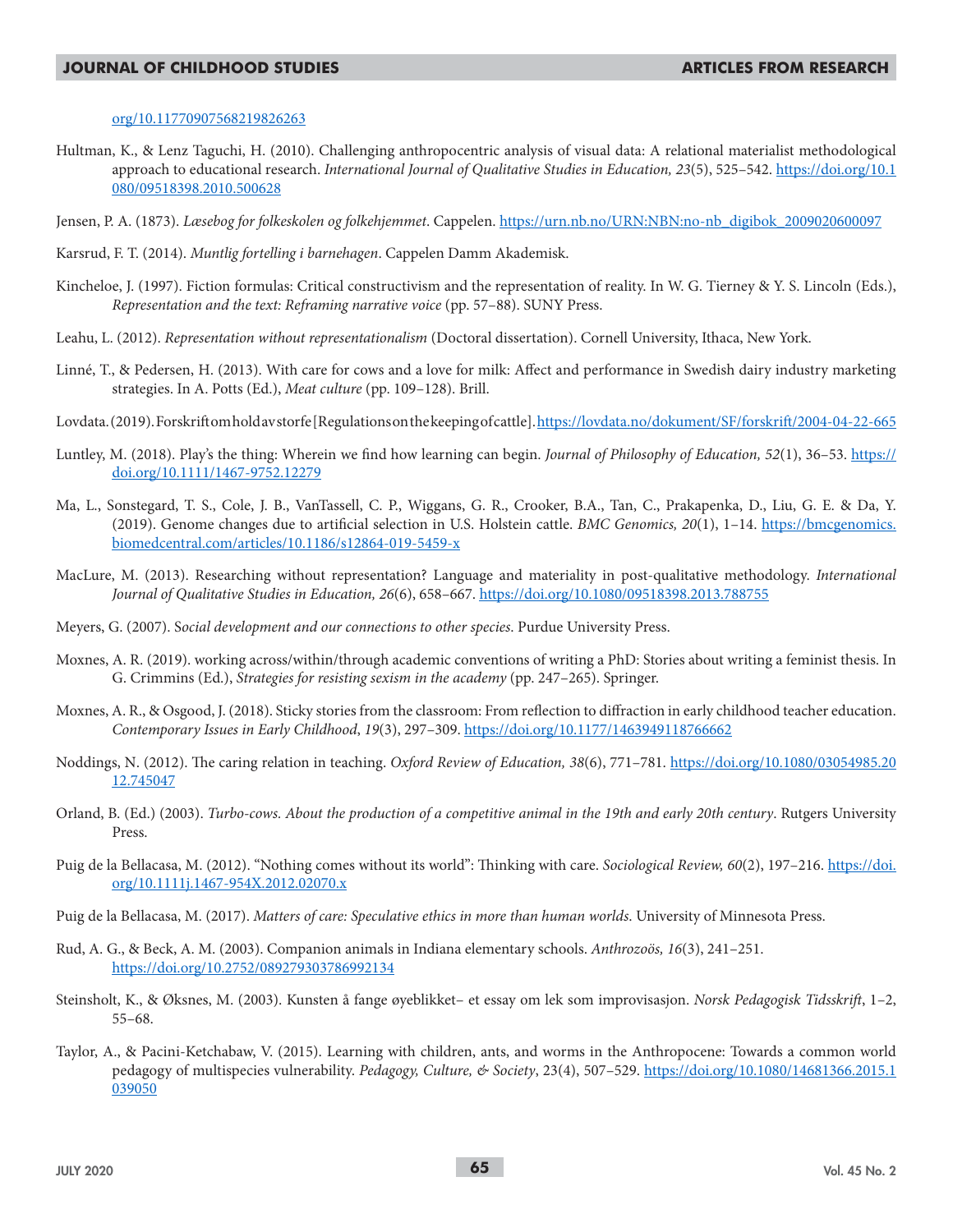org/10.11770907568219826263

Hultman, K., & Lenz Taguchi, H. (2010). Challenging anthropocentric analysis of visual data: A relational materialist methodological approach to educational research. *International Journal of Qualitative Studies in Education, 23*(5), 525–542. https://doi.org/10.1080/09518398.2010.500628

Jensen, P. A. (1873). *Læsebog for folkeskolen og folkehjemmet*. Cappelen. https://urn.nb.no/URN:NBN:no-nb_digibok_2009020600097

Karsrud, F. T. (2014). *Muntlig fortelling i barnehagen*. Cappelen Damm Akademisk.

Kincheloe, J. (1997). Fiction formulas: Critical constructivism and the representation of reality. In W. G. Tierney & Y. S. Lincoln (Eds.), *Representation and the text: Reframing narrative voice* (pp. 57–88). SUNY Press.

Leahu, L. (2012). *Representation without representationalism* (Doctoral dissertation). Cornell University, Ithaca, New York.

Linné, T., & Pedersen, H. (2013). With care for cows and a love for milk: Affect and performance in Swedish dairy industry marketing strategies. In A. Potts (Ed.), *Meat culture* (pp. 109–128). Brill.

Lovdata. (2019). Forskrift om hold av storfe [Regulations on the keeping of cattle]. https://lovdata.no/dokument/SF/forskrift/2004-04-22-665

Luntley, M. (2018). Play's the thing: Wherein we find how learning can begin. *Journal of Philosophy of Education, 52*(1), 36–53. https://doi.org/10.1111/1467-9752.12279

Ma, L., Sonstegard, T. S., Cole, J. B., VanTassell, C. P., Wiggans, G. R., Crooker, B.A., Tan, C., Prakapenka, D., Liu, G. E. & Da, Y. (2019). Genome changes due to artificial selection in U.S. Holstein cattle. *BMC Genomics, 20*(1), 1–14. https://bmcgenomics.biomedcentral.com/articles/10.1186/s12864-019-5459-x

MacLure, M. (2013). Researching without representation? Language and materiality in post-qualitative methodology. *International Journal of Qualitative Studies in Education, 26*(6), 658–667. https://doi.org/10.1080/09518398.2013.788755

Meyers, G. (2007). S*ocial development and our connections to other species.* Purdue University Press.

Moxnes, A. R. (2019). working across/within/through academic conventions of writing a PhD: Stories about writing a feminist thesis. In G. Crimmins (Ed.), *Strategies for resisting sexism in the academy* (pp. 247–265). Springer.

Moxnes, A. R., & Osgood, J. (2018). Sticky stories from the classroom: From reflection to diffraction in early childhood teacher education. *Contemporary Issues in Early Childhood*, *19*(3), 297–309. https://doi.org/10.1177/1463949118766662

Noddings, N. (2012). The caring relation in teaching. *Oxford Review of Education, 38*(6), 771–781. https://doi.org/10.1080/03054985.2012.745047

Orland, B. (Ed.) (2003). *Turbo-cows. About the production of a competitive animal in the 19th and early 20th century*. Rutgers University Press.

Puig de la Bellacasa, M. (2012). "Nothing comes without its world": Thinking with care. *Sociological Review, 60*(2), 197–216. https://doi.org/10.1111j.1467-954X.2012.02070.x

Puig de la Bellacasa, M. (2017). *Matters of care: Speculative ethics in more than human worlds.* University of Minnesota Press.

Rud, A. G., & Beck, A. M. (2003). Companion animals in Indiana elementary schools. *Anthrozoös, 16*(3), 241–251. https://doi.org/10.2752/089279303786992134

Steinsholt, K., & Øksnes, M. (2003). Kunsten å fange øyeblikket– et essay om lek som improvisasjon. *Norsk Pedagogisk Tidsskrift*, 1–2, 55–68.

Taylor, A., & Pacini-Ketchabaw, V. (2015). Learning with children, ants, and worms in the Anthropocene: Towards a common world pedagogy of multispecies vulnerability. *Pedagogy, Culture, & Society*, 23(4), 507–529. https://doi.org/10.1080/14681366.2015.1039050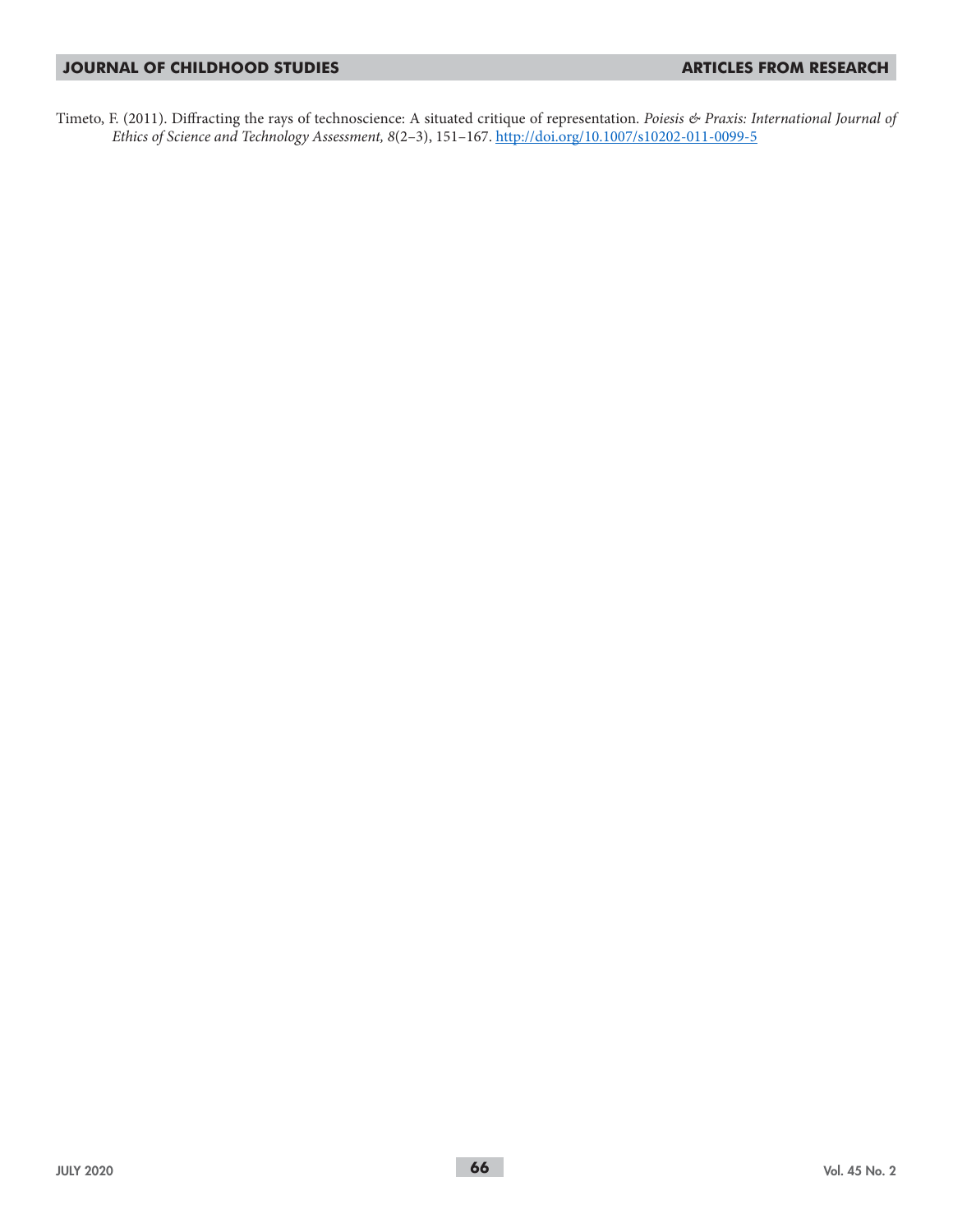Timeto, F. (2011). Diffracting the rays of technoscience: A situated critique of representation. *Poiesis & Praxis: International Journal of Ethics of Science and Technology Assessment, 8*(2–3), 151–167. http://doi.org/10.1007/s10202-011-0099-5